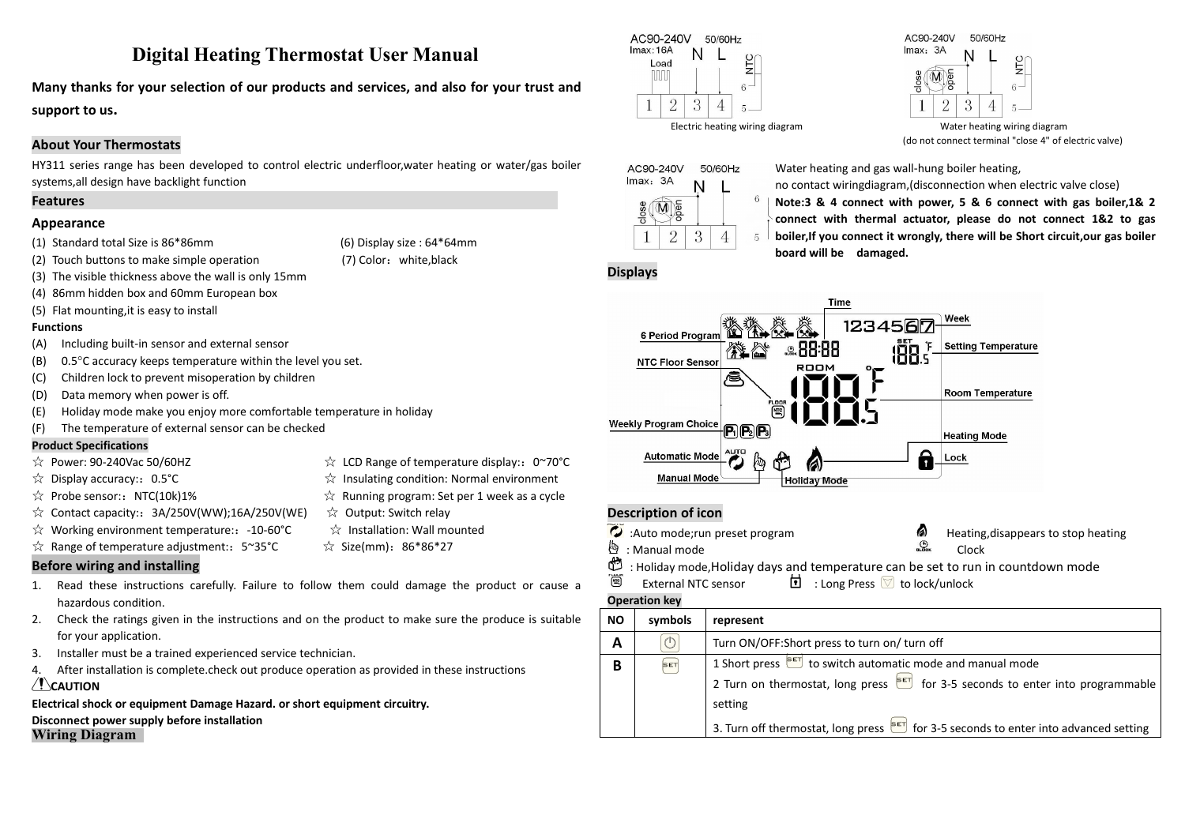# Digital Heating Thermostat User Manual

**Many thanks for your selection of our products and services, and also for your trust and support to us.**

## About Your Thermostats

HY311 series range has been developed to control electric underfloor,water heating or water/gas boiler systems,all design have backlight function

## Features

### Appearance

(1) Standard total Size is 86*86mm

(2) Touch buttons to make simple operation

(3) The visible thickness above the wall is only 15mm

(4) 86mm hidden box and 60mm European box

(5) Flat mounting,it is easy to install

(6) Display size : 64*64mm

(7) Color：white,black

**Functions**

(A) Including built-in sensor and external sensor

(B) 0.5°C accuracy keeps temperature within the level you set.

(C) Children lock to prevent misoperation by children

(D) Data memory when power is off.

(E) Holiday mode make you enjoy more comfortable temperature in holiday

(F) The temperature of external sensor can be checked

**Product Specifications**

☆ Power: 90-240Vac 50/60HZ

☆ Display accuracy:：0.5°C

☆ Probe sensor:：NTC(10k)1%

☆ Contact capacity:：3A/250V(WW);16A/250V(WE)

☆ Working environment temperature:：-10-60°C

☆ Range of temperature adjustment:：5~35°C

☆ LCD Range of temperature display:：0~70°C

☆ Insulating condition: Normal environment

☆ Running program: Set per 1 week as a cycle

☆ Output: Switch relay

☆ Installation: Wall mounted

☆ Size(mm)：86*86*27

## Before wiring and installing

1. Read these instructions carefully. Failure to follow them could damage the product or cause a hazardous condition.
2. Check the ratings given in the instructions and on the product to make sure the produce is suitable for your application.
3. Installer must be a trained experienced service technician.
4. After installation is complete.check out produce operation as provided in these instructions

⚠**CAUTION**

**Electrical shock or equipment Damage Hazard. or short equipment circuitry.**

**Disconnect power supply before installation**

## Wiring Diagram

AC90-240V 50/60Hz
Imax:16A N L
Load
NTC
1 2 3 4 5 6

Electric heating wiring diagram

AC90-240V 50/60Hz
Imax：3A N L
close M open
NTC
1 2 3 4 5 6

Water heating wiring diagram
(do not connect terminal "close 4" of electric valve)

AC90-240V 50/60Hz
Imax：3A N L
close M open
1 2 3 4 5 6

Water heating and gas wall-hung boiler heating,
no contact wiringdiagram,(disconnection when electric valve close)
**Note:3 & 4 connect with power, 5 & 6 connect with gas boiler,1& 2 connect with thermal actuator, please do not connect 1&2 to gas boiler,If you connect it wrongly, there will be Short circuit,our gas boiler board will be damaged.**

## Displays

Time, Week, 6 Period Program, Setting Temperature, NTC Floor Sensor, Room Temperature, Weekly Program Choice, Heating Mode, Automatic Mode, Lock, Manual Mode, Holiday Mode

## Description of icon

:Auto mode;run preset program

: Manual mode

: Holiday mode,Holiday days and temperature can be set to run in countdown mode

External NTC sensor

Heating,disappears to stop heating

Clock

: Long Press to lock/unlock

**Operation key**

| NO | symbols | represent |
|---|---|---|
| **A** | ⏻ | Turn ON/OFF:Short press to turn on/ turn off |
| **B** | SET | 1 Short press SET to switch automatic mode and manual mode<br>2 Turn on thermostat, long press SET for 3-5 seconds to enter into programmable setting<br>3. Turn off thermostat, long press SET for 3-5 seconds to enter into advanced setting |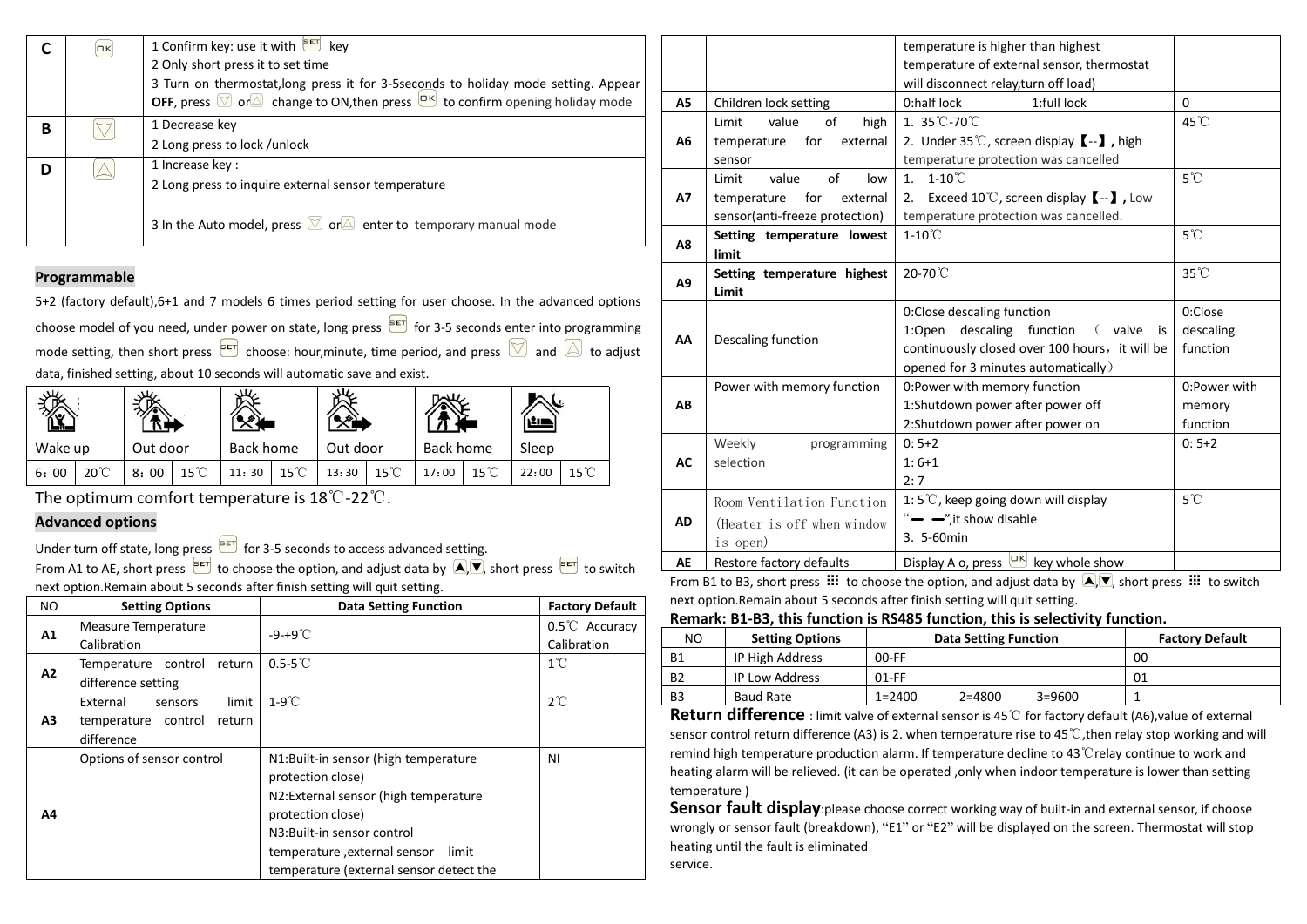| | | |
|---|---|---|
| C | OK | 1 Confirm key: use it with SET key<br>2 Only short press it to set time<br>3 Turn on thermostat,long press it for 3-5seconds to holiday mode setting. Appear **OFF**, press ▽ or △ change to ON,then press OK to confirm opening holiday mode |
| B | ▽ | 1 Decrease key<br>2 Long press to lock /unlock |
| D | △ | 1 Increase key :<br>2 Long press to inquire external sensor temperature<br><br>3 In the Auto model, press ▽ or △ enter to temporary manual mode |

## Programmable

5+2 (factory default),6+1 and 7 models 6 times period setting for user choose. In the advanced options choose model of you need, under power on state, long press SET for 3-5 seconds enter into programming mode setting, then short press SET choose: hour,minute, time period, and press ▽ and △ to adjust data, finished setting, about 10 seconds will automatic save and exist.

| Wake up | | Out door | | Back home | | Out door | | Back home | | Sleep | |
|---|---|---|---|---|---|---|---|---|---|---|---|
| 6：00 | 20℃ | 8：00 | 15℃ | 11：30 | 15℃ | 13:30 | 15℃ | 17:00 | 15℃ | 22:00 | 15℃ |

The optimum comfort temperature is 18℃-22℃.

## Advanced options

Under turn off state, long press SET for 3-5 seconds to access advanced setting.

From A1 to AE, short press SET to choose the option, and adjust data by ▲,▼, short press SET to switch next option.Remain about 5 seconds after finish setting will quit setting.

| NO | Setting Options | Data Setting Function | Factory Default |
|---|---|---|---|
| A1 | Measure Temperature Calibration | -9-+9℃ | 0.5℃ Accuracy Calibration |
| A2 | Temperature control return difference setting | 0.5-5℃ | 1℃ |
| A3 | External sensors limit temperature control return difference | 1-9℃ | 2℃ |
| A4 | Options of sensor control | N1:Built-in sensor (high temperature protection close)<br>N2:External sensor (high temperature protection close)<br>N3:Built-in sensor control temperature ,external sensor limit temperature (external sensor detect the temperature is higher than highest temperature of external sensor, thermostat will disconnect relay,turn off load) | NI |
| A5 | Children lock setting | 0:half lock 1:full lock | 0 |
| A6 | Limit value of high temperature for external sensor | 1. 35℃-70℃<br>2. Under 35℃, screen display【--】, high temperature protection was cancelled | 45℃ |
| A7 | Limit value of low temperature for external sensor(anti-freeze protection) | 1. 1-10℃<br>2. Exceed 10℃, screen display【--】, Low temperature protection was cancelled. | 5℃ |
| A8 | **Setting temperature lowest limit** | 1-10℃ | 5℃ |
| A9 | **Setting temperature highest Limit** | 20-70℃ | 35℃ |
| AA | Descaling function | 0:Close descaling function<br>1:Open descaling function （valve is continuously closed over 100 hours，it will be opened for 3 minutes automatically） | 0:Close descaling function |
| AB | Power with memory function | 0:Power with memory function<br>1:Shutdown power after power off<br>2:Shutdown power after power on | 0:Power with memory function |
| AC | Weekly programming selection | 0: 5+2<br>1: 6+1<br>2: 7 | 0: 5+2 |
| AD | Room Ventilation Function (Heater is off when window is open) | 1: 5℃, keep going down will display "— —",it show disable<br>3. 5-60min | 5℃ |
| AE | Restore factory defaults | Display A o, press OK key whole show | |

From B1 to B3, short press ⠿ to choose the option, and adjust data by ▲,▼, short press ⠿ to switch next option.Remain about 5 seconds after finish setting will quit setting.

**Remark: B1-B3, this function is RS485 function, this is selectivity function.**

| NO | Setting Options | Data Setting Function | Factory Default |
|---|---|---|---|
| B1 | IP High Address | 00-FF | 00 |
| B2 | IP Low Address | 01-FF | 01 |
| B3 | Baud Rate | 1=2400 2=4800 3=9600 | 1 |

**Return difference** : limit valve of external sensor is 45℃ for factory default (A6),value of external sensor control return difference (A3) is 2. when temperature rise to 45℃,then relay stop working and will remind high temperature production alarm. If temperature decline to 43℃relay continue to work and heating alarm will be relieved. (it can be operated ,only when indoor temperature is lower than setting temperature )

**Sensor fault display**:please choose correct working way of built-in and external sensor, if choose wrongly or sensor fault (breakdown), "E1" or "E2" will be displayed on the screen. Thermostat will stop heating until the fault is eliminated service.